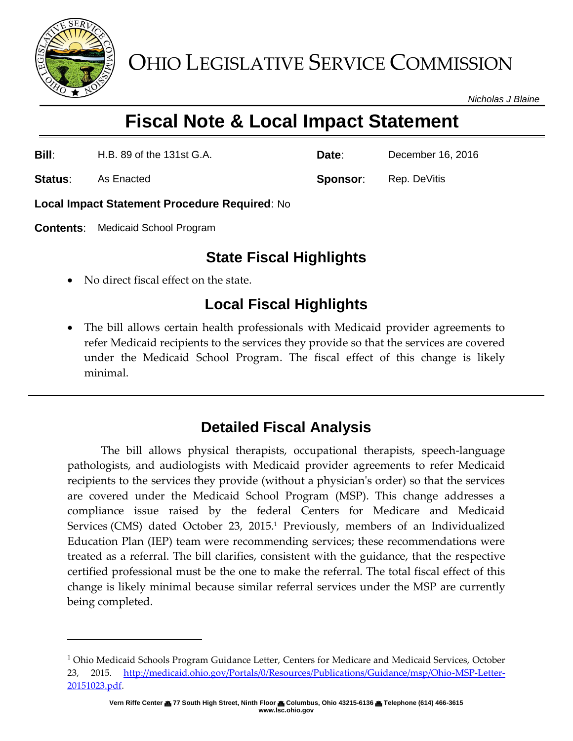# OHIO LEGISLATIVE SERVICE COMMISSION

*Nicholas J Blaine*

# Fiscal Note & Local Impact Statement

**Bill**: H.B. 89 of the 131st G.A.

**Date**: December 16, 2016

**Status**: As Enacted

**Sponsor**: Rep. DeVitis

**Local Impact Statement Procedure Required**: No

**Contents**: Medicaid School Program

## State Fiscal Highlights

- No direct fiscal effect on the state.

## Local Fiscal Highlights

- The bill allows certain health professionals with Medicaid provider agreements to refer Medicaid recipients to the services they provide so that the services are covered under the Medicaid School Program. The fiscal effect of this change is likely minimal.

## Detailed Fiscal Analysis

The bill allows physical therapists, occupational therapists, speech-language pathologists, and audiologists with Medicaid provider agreements to refer Medicaid recipients to the services they provide (without a physician's order) so that the services are covered under the Medicaid School Program (MSP). This change addresses a compliance issue raised by the federal Centers for Medicare and Medicaid Services (CMS) dated October 23, 2015.[1] Previously, members of an Individualized Education Plan (IEP) team were recommending services; these recommendations were treated as a referral. The bill clarifies, consistent with the guidance, that the respective certified professional must be the one to make the referral. The total fiscal effect of this change is likely minimal because similar referral services under the MSP are currently being completed.

---

[1] Ohio Medicaid Schools Program Guidance Letter, Centers for Medicare and Medicaid Services, October 23, 2015. http://medicaid.ohio.gov/Portals/0/Resources/Publications/Guidance/msp/Ohio-MSP-Letter-20151023.pdf.

Vern Riffe Center • 77 South High Street, Ninth Floor • Columbus, Ohio 43215-6136 • Telephone (614) 466-3615
www.lsc.ohio.gov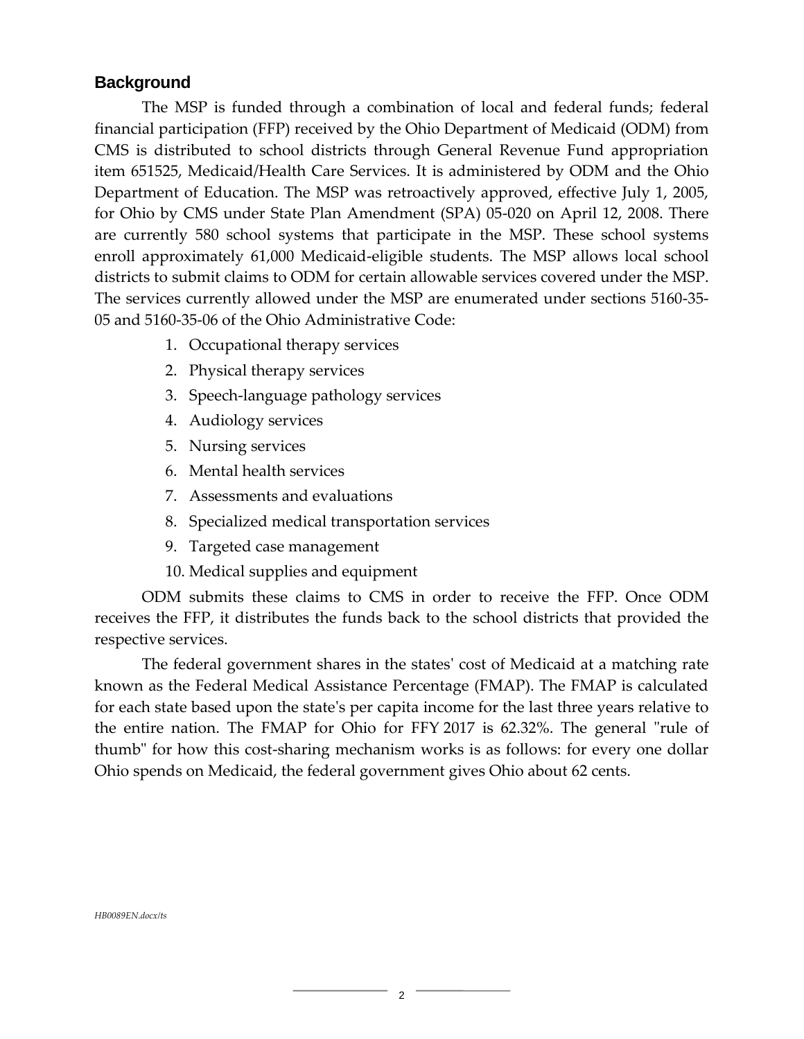## Background

The MSP is funded through a combination of local and federal funds; federal financial participation (FFP) received by the Ohio Department of Medicaid (ODM) from CMS is distributed to school districts through General Revenue Fund appropriation item 651525, Medicaid/Health Care Services. It is administered by ODM and the Ohio Department of Education. The MSP was retroactively approved, effective July 1, 2005, for Ohio by CMS under State Plan Amendment (SPA) 05-020 on April 12, 2008. There are currently 580 school systems that participate in the MSP. These school systems enroll approximately 61,000 Medicaid-eligible students. The MSP allows local school districts to submit claims to ODM for certain allowable services covered under the MSP. The services currently allowed under the MSP are enumerated under sections 5160-35-05 and 5160-35-06 of the Ohio Administrative Code:

1. Occupational therapy services
2. Physical therapy services
3. Speech-language pathology services
4. Audiology services
5. Nursing services
6. Mental health services
7. Assessments and evaluations
8. Specialized medical transportation services
9. Targeted case management
10. Medical supplies and equipment

ODM submits these claims to CMS in order to receive the FFP. Once ODM receives the FFP, it distributes the funds back to the school districts that provided the respective services.

The federal government shares in the states' cost of Medicaid at a matching rate known as the Federal Medical Assistance Percentage (FMAP). The FMAP is calculated for each state based upon the state's per capita income for the last three years relative to the entire nation. The FMAP for Ohio for FFY 2017 is 62.32%. The general "rule of thumb" for how this cost-sharing mechanism works is as follows: for every one dollar Ohio spends on Medicaid, the federal government gives Ohio about 62 cents.

*HB0089EN.docx/ts*